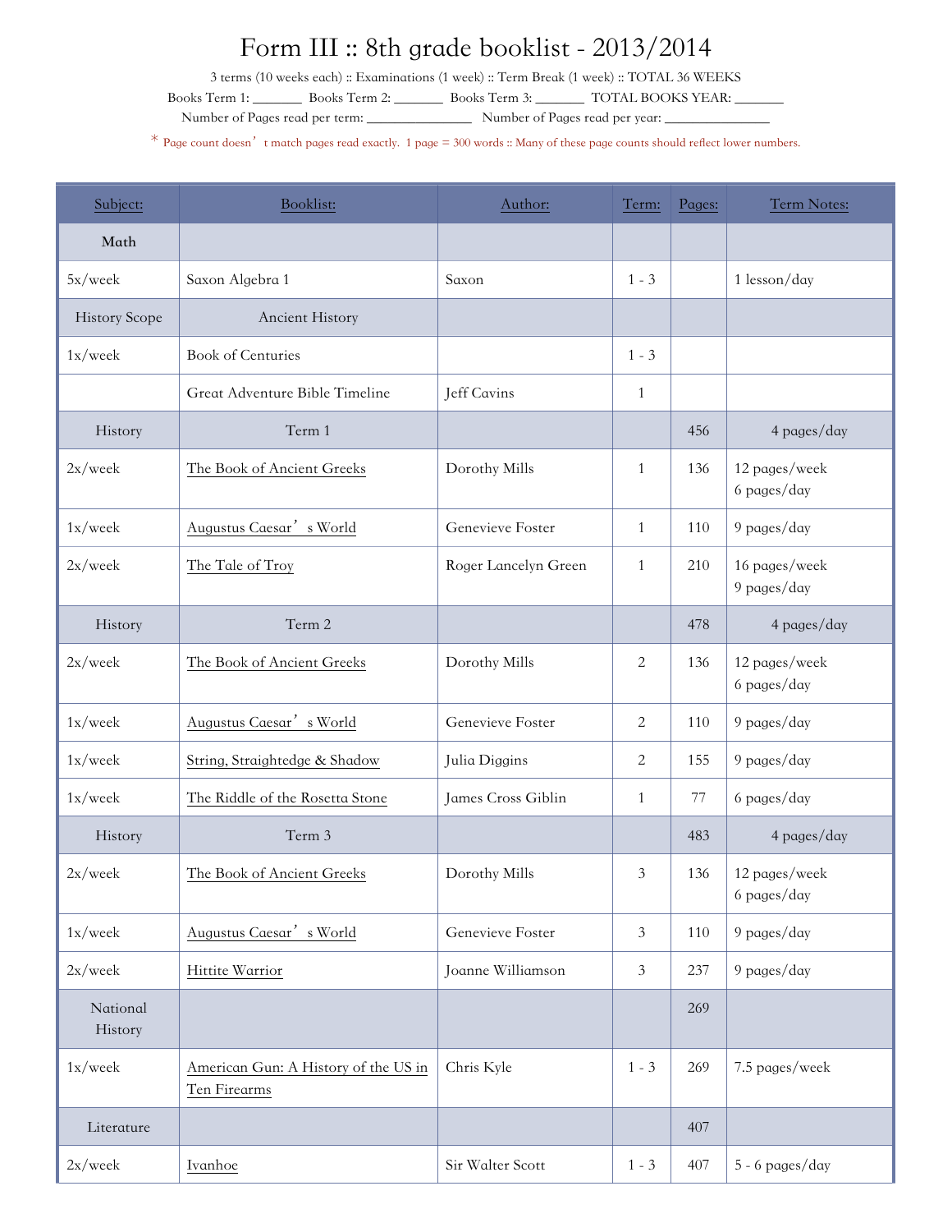# Form III :: 8th grade booklist - 2013/2014

3 terms (10 weeks each) :: Examinations (1 week) :: Term Break (1 week) :: TOTAL 36 WEEKS

Books Term 1: _______ Books Term 2: _______ Books Term 3: _______ TOTAL BOOKS YEAR: _______

Number of Pages read per term: _______________ Number of Pages read per year: _______________

* Page count doesn't match pages read exactly. 1 page = 300 words :: Many of these page counts should reflect lower numbers.

| Subject: | Booklist: | Author: | Term: | Pages: | Term Notes: |
|---|---|---|---|---|---|
| Math | | | | | |
| 5x/week | Saxon Algebra 1 | Saxon | 1 - 3 | | 1 lesson/day |
| History Scope | Ancient History | | | | |
| 1x/week | Book of Centuries | | 1 - 3 | | |
| | Great Adventure Bible Timeline | Jeff Cavins | 1 | | |
| History | Term 1 | | | 456 | 4 pages/day |
| 2x/week | The Book of Ancient Greeks | Dorothy Mills | 1 | 136 | 12 pages/week<br>6 pages/day |
| 1x/week | Augustus Caesar's World | Genevieve Foster | 1 | 110 | 9 pages/day |
| 2x/week | The Tale of Troy | Roger Lancelyn Green | 1 | 210 | 16 pages/week<br>9 pages/day |
| History | Term 2 | | | 478 | 4 pages/day |
| 2x/week | The Book of Ancient Greeks | Dorothy Mills | 2 | 136 | 12 pages/week<br>6 pages/day |
| 1x/week | Augustus Caesar's World | Genevieve Foster | 2 | 110 | 9 pages/day |
| 1x/week | String, Straightedge & Shadow | Julia Diggins | 2 | 155 | 9 pages/day |
| 1x/week | The Riddle of the Rosetta Stone | James Cross Giblin | 1 | 77 | 6 pages/day |
| History | Term 3 | | | 483 | 4 pages/day |
| 2x/week | The Book of Ancient Greeks | Dorothy Mills | 3 | 136 | 12 pages/week<br>6 pages/day |
| 1x/week | Augustus Caesar's World | Genevieve Foster | 3 | 110 | 9 pages/day |
| 2x/week | Hittite Warrior | Joanne Williamson | 3 | 237 | 9 pages/day |
| National History | | | | 269 | |
| 1x/week | American Gun: A History of the US in Ten Firearms | Chris Kyle | 1 - 3 | 269 | 7.5 pages/week |
| Literature | | | | 407 | |
| 2x/week | Ivanhoe | Sir Walter Scott | 1 - 3 | 407 | 5 - 6 pages/day |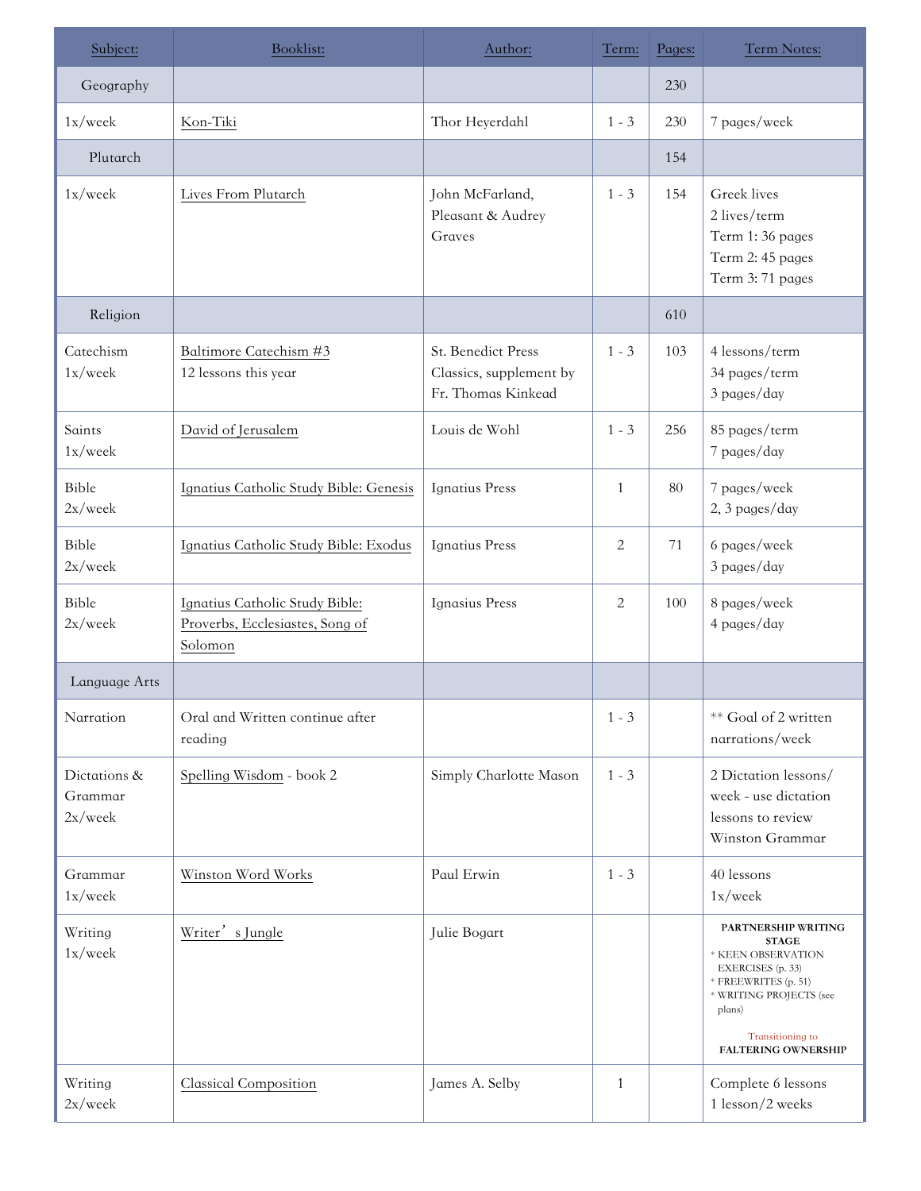| Subject: | Booklist: | Author: | Term: | Pages: | Term Notes: |
| --- | --- | --- | --- | --- | --- |
| Geography | | | | 230 | |
| 1x/week | Kon-Tiki | Thor Heyerdahl | 1 - 3 | 230 | 7 pages/week |
| Plutarch | | | | 154 | |
| 1x/week | Lives From Plutarch | John McFarland, Pleasant & Audrey Graves | 1 - 3 | 154 | Greek lives<br>2 lives/term<br>Term 1: 36 pages<br>Term 2: 45 pages<br>Term 3: 71 pages |
| Religion | | | | 610 | |
| Catechism<br>1x/week | Baltimore Catechism #3<br>12 lessons this year | St. Benedict Press Classics, supplement by Fr. Thomas Kinkead | 1 - 3 | 103 | 4 lessons/term<br>34 pages/term<br>3 pages/day |
| Saints<br>1x/week | David of Jerusalem | Louis de Wohl | 1 - 3 | 256 | 85 pages/term<br>7 pages/day |
| Bible<br>2x/week | Ignatius Catholic Study Bible: Genesis | Ignatius Press | 1 | 80 | 7 pages/week<br>2, 3 pages/day |
| Bible<br>2x/week | Ignatius Catholic Study Bible: Exodus | Ignatius Press | 2 | 71 | 6 pages/week<br>3 pages/day |
| Bible<br>2x/week | Ignatius Catholic Study Bible: Proverbs, Ecclesiastes, Song of Solomon | Ignasius Press | 2 | 100 | 8 pages/week<br>4 pages/day |
| Language Arts | | | | | |
| Narration | Oral and Written continue after reading | | 1 - 3 | | ** Goal of 2 written narrations/week |
| Dictations & Grammar<br>2x/week | Spelling Wisdom - book 2 | Simply Charlotte Mason | 1 - 3 | | 2 Dictation lessons/ week - use dictation lessons to review Winston Grammar |
| Grammar<br>1x/week | Winston Word Works | Paul Erwin | 1 - 3 | | 40 lessons<br>1x/week |
| Writing<br>1x/week | Writer's Jungle | Julie Bogart | | | **PARTNERSHIP WRITING STAGE**<br>* KEEN OBSERVATION EXERCISES (p. 33)<br>* FREEWRITES (p. 51)<br>* WRITING PROJECTS (see plans)<br><br>Transitioning to<br>**FALTERING OWNERSHIP** |
| Writing<br>2x/week | Classical Composition | James A. Selby | 1 | | Complete 6 lessons<br>1 lesson/2 weeks |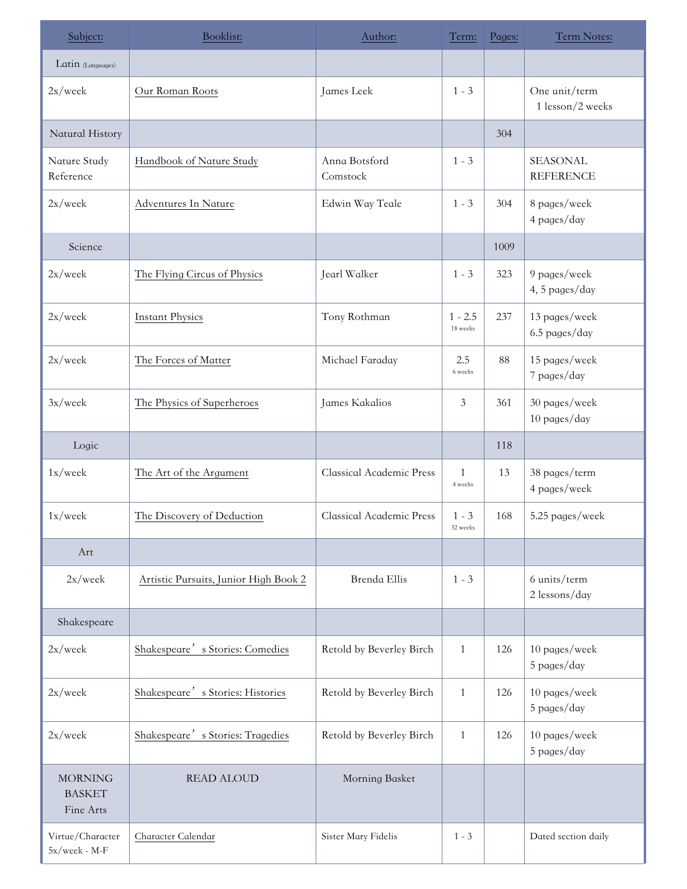| Subject: | Booklist: | Author: | Term: | Pages: | Term Notes: |
|---|---|---|---|---|---|
| Latin (Languages) | | | | | |
| 2x/week | Our Roman Roots | James Leek | 1 - 3 | | One unit/term<br>1 lesson/2 weeks |
| Natural History | | | | 304 | |
| Nature Study Reference | Handbook of Nature Study | Anna Botsford Comstock | 1 - 3 | | SEASONAL REFERENCE |
| 2x/week | Adventures In Nature | Edwin Way Teale | 1 - 3 | 304 | 8 pages/week<br>4 pages/day |
| Science | | | | 1009 | |
| 2x/week | The Flying Circus of Physics | Jearl Walker | 1 - 3 | 323 | 9 pages/week<br>4, 5 pages/day |
| 2x/week | Instant Physics | Tony Rothman | 1 - 2.5<br>18 weeks | 237 | 13 pages/week<br>6.5 pages/day |
| 2x/week | The Forces of Matter | Michael Faraday | 2.5<br>6 weeks | 88 | 15 pages/week<br>7 pages/day |
| 3x/week | The Physics of Superheroes | James Kakalios | 3 | 361 | 30 pages/week<br>10 pages/day |
| Logic | | | | 118 | |
| 1x/week | The Art of the Argument | Classical Academic Press | 1<br>4 weeks | 13 | 38 pages/term<br>4 pages/week |
| 1x/week | The Discovery of Deduction | Classical Academic Press | 1 - 3<br>32 weeks | 168 | 5.25 pages/week |
| Art | | | | | |
| 2x/week | Artistic Pursuits, Junior High Book 2 | Brenda Ellis | 1 - 3 | | 6 units/term<br>2 lessons/day |
| Shakespeare | | | | | |
| 2x/week | Shakespeare's Stories: Comedies | Retold by Beverley Birch | 1 | 126 | 10 pages/week<br>5 pages/day |
| 2x/week | Shakespeare's Stories: Histories | Retold by Beverley Birch | 1 | 126 | 10 pages/week<br>5 pages/day |
| 2x/week | Shakespeare's Stories: Tragedies | Retold by Beverley Birch | 1 | 126 | 10 pages/week<br>5 pages/day |
| MORNING BASKET<br>Fine Arts | READ ALOUD | Morning Basket | | | |
| Virtue/Character<br>5x/week - M-F | Character Calendar | Sister Mary Fidelis | 1 - 3 | | Dated section daily |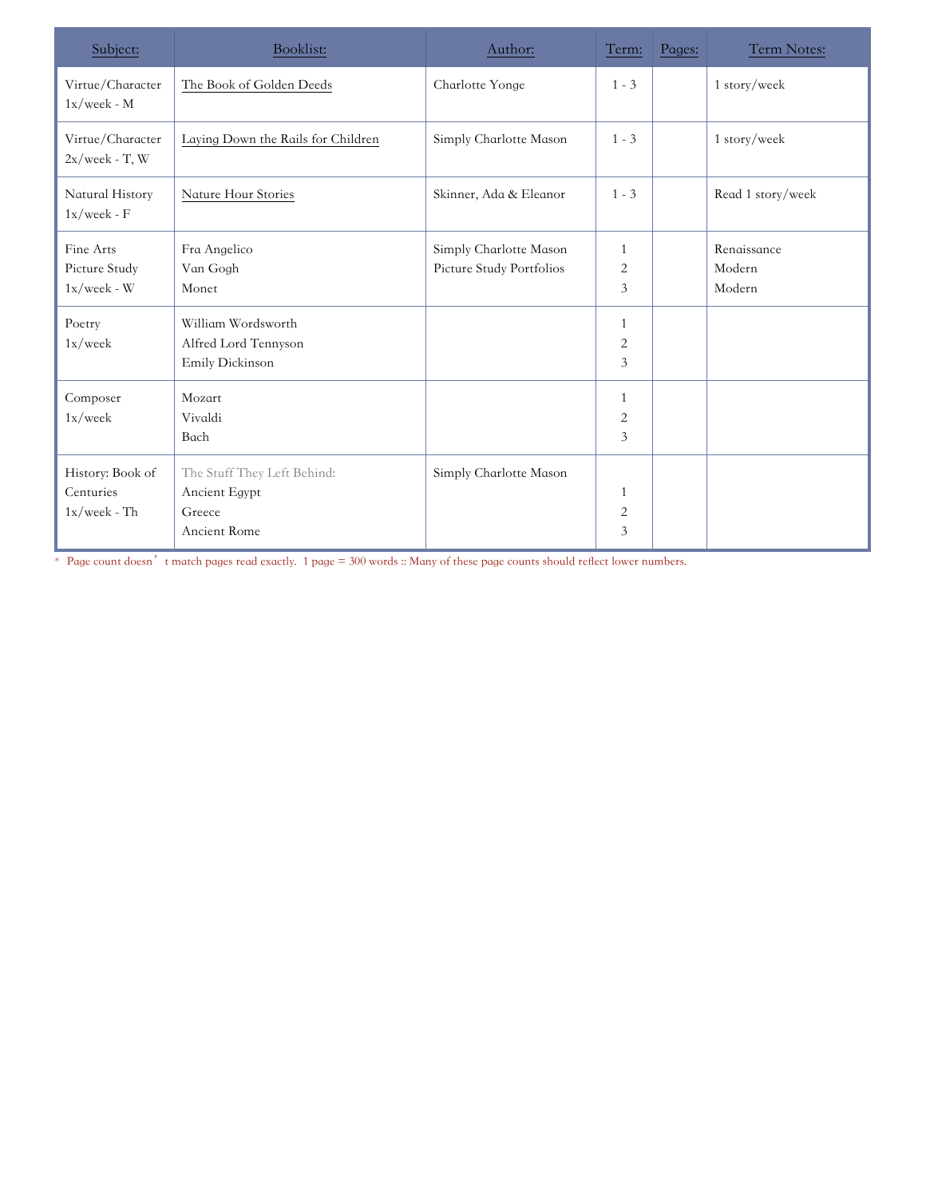| Subject: | Booklist: | Author: | Term: | Pages: | Term Notes: |
|---|---|---|---|---|---|
| Virtue/Character<br>1x/week - M | The Book of Golden Deeds | Charlotte Yonge | 1 - 3 | | 1 story/week |
| Virtue/Character<br>2x/week - T, W | Laying Down the Rails for Children | Simply Charlotte Mason | 1 - 3 | | 1 story/week |
| Natural History<br>1x/week - F | Nature Hour Stories | Skinner, Ada & Eleanor | 1 - 3 | | Read 1 story/week |
| Fine Arts<br>Picture Study<br>1x/week - W | Fra Angelico<br>Van Gogh<br>Monet | Simply Charlotte Mason<br>Picture Study Portfolios | 1<br>2<br>3 | | Renaissance<br>Modern<br>Modern |
| Poetry<br>1x/week | William Wordsworth<br>Alfred Lord Tennyson<br>Emily Dickinson | | 1<br>2<br>3 | | |
| Composer<br>1x/week | Mozart<br>Vivaldi<br>Bach | | 1<br>2<br>3 | | |
| History: Book of Centuries<br>1x/week - Th | The Stuff They Left Behind:<br>Ancient Egypt<br>Greece<br>Ancient Rome | Simply Charlotte Mason | <br>1<br>2<br>3 | | |

* Page count doesn't match pages read exactly. 1 page = 300 words :: Many of these page counts should reflect lower numbers.